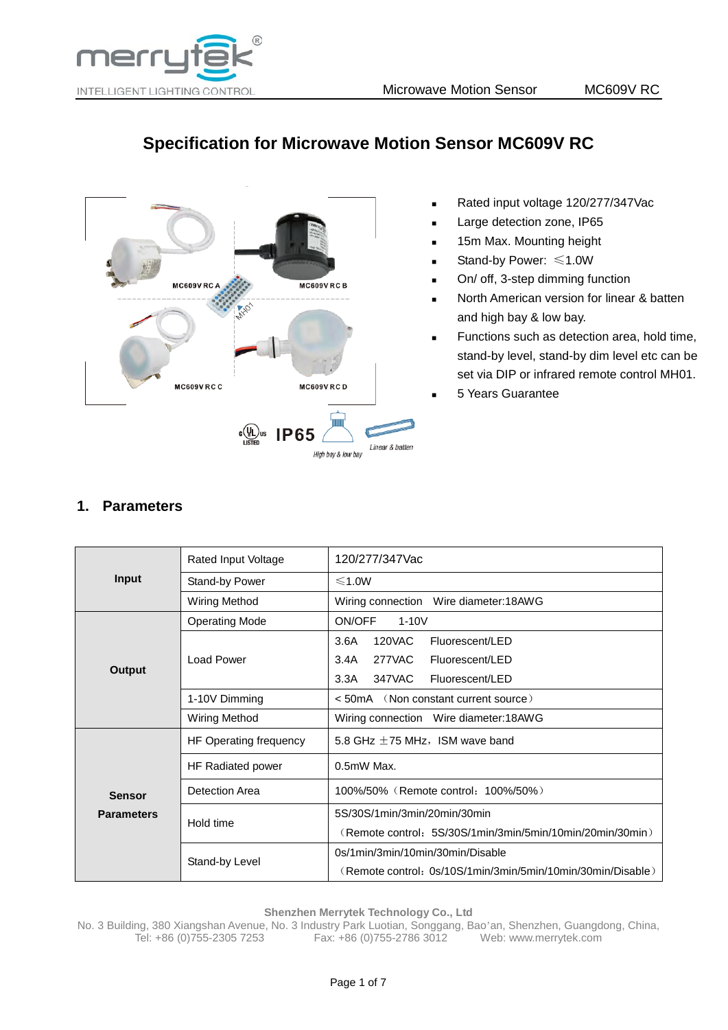# Specification for Microwave Motion Sensor MC609V RC

- Rated input voltage 120/277/347Vac
- Large detection zone, IP65
- 15m Max. Mounting height
- Stand-by Power: ≤1.0W
- On/ off, 3-step dimming function
- North American version for linear & batten and high bay & low bay.
- Functions such as detection area, hold time, stand-by level, stand-by dim level etc can be set via DIP or infrared remote control MH01.
- 5 Years Guarantee

## 1. Parameters

| | | |
|---|---|---|
| **Input** | Rated Input Voltage | 120/277/347Vac |
| | Stand-by Power | ≤1.0W |
| | Wiring Method | Wiring connection   Wire diameter:18AWG |
| **Output** | Operating Mode | ON/OFF   1-10V |
| | Load Power | 3.6A   120VAC   Fluorescent/LED<br>3.4A   277VAC   Fluorescent/LED<br>3.3A   347VAC   Fluorescent/LED |
| | 1-10V Dimming | < 50mA （Non constant current source） |
| | Wiring Method | Wiring connection   Wire diameter:18AWG |
| **Sensor Parameters** | HF Operating frequency | 5.8 GHz ±75 MHz，ISM wave band |
| | HF Radiated power | 0.5mW Max. |
| | Detection Area | 100%/50%（Remote control：100%/50%） |
| | Hold time | 5S/30S/1min/3min/20min/30min<br>（Remote control：5S/30S/1min/3min/5min/10min/20min/30min） |
| | Stand-by Level | 0s/1min/3min/10min/30min/Disable<br>（Remote control：0s/10S/1min/3min/5min/10min/30min/Disable） |

**Shenzhen Merrytek Technology Co., Ltd**
No. 3 Building, 380 Xiangshan Avenue, No. 3 Industry Park Luotian, Songgang, Bao'an, Shenzhen, Guangdong, China,
Tel: +86 (0)755-2305 7253   Fax: +86 (0)755-2786 3012   Web: www.merrytek.com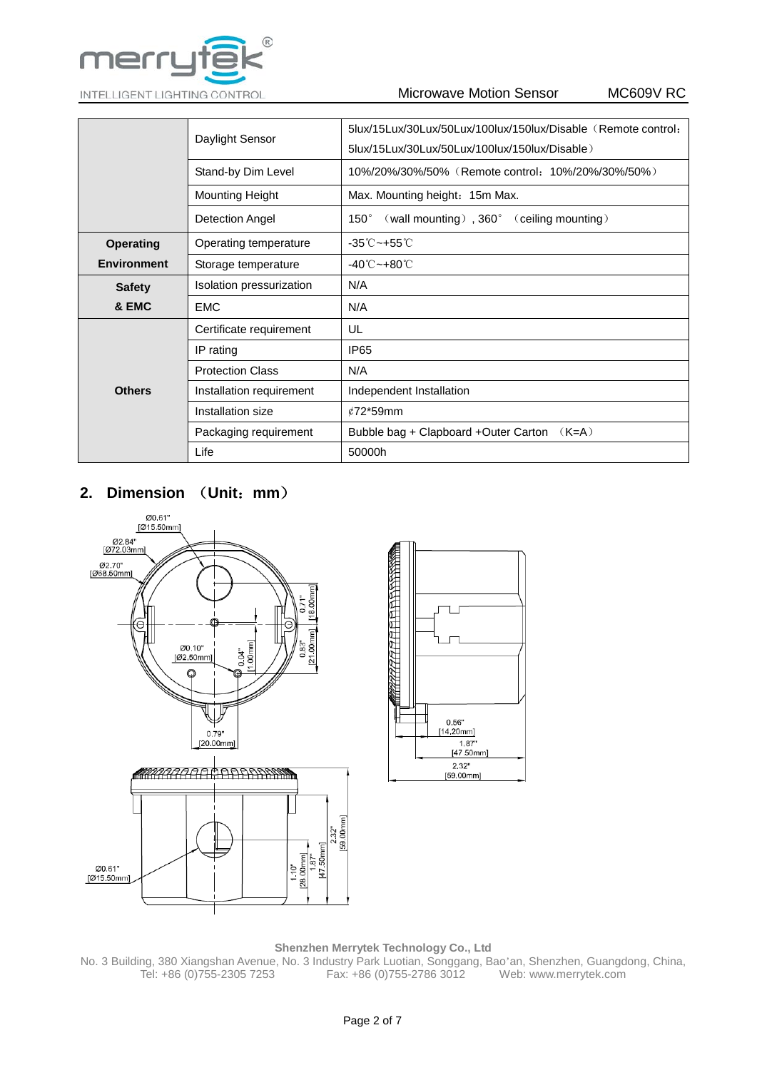| | | |
|---|---|---|
| | Daylight Sensor | 5lux/15Lux/30Lux/50Lux/100lux/150lux/Disable（Remote control: 5lux/15Lux/30Lux/50Lux/100lux/150lux/Disable） |
| | Stand-by Dim Level | 10%/20%/30%/50%（Remote control：10%/20%/30%/50%） |
| | Mounting Height | Max. Mounting height：15m Max. |
| | Detection Angel | 150°（wall mounting）, 360°（ceiling mounting） |
| **Operating Environment** | Operating temperature | -35℃~+55℃ |
| | Storage temperature | -40℃~+80℃ |
| **Safety & EMC** | Isolation pressurization | N/A |
| | EMC | N/A |
| **Others** | Certificate requirement | UL |
| | IP rating | IP65 |
| | Protection Class | N/A |
| | Installation requirement | Independent Installation |
| | Installation size | ¢72*59mm |
| | Packaging requirement | Bubble bag + Clapboard +Outer Carton （K=A） |
| | Life | 50000h |

## 2. Dimension （Unit：mm）

Ø0.61" [Ø15.50mm]
Ø2.84" [Ø72.03mm]
Ø2.70" [Ø68.50mm]
Ø0.10" [Ø2.50mm]
0.04" [1.00mm]
0.71" [18.00mm]
0.83" [21.00mm]
0.79" [20.00mm]
0.56" [14.20mm]
1.87" [47.50mm]
2.32" [59.00mm]
1.10" [28.00mm]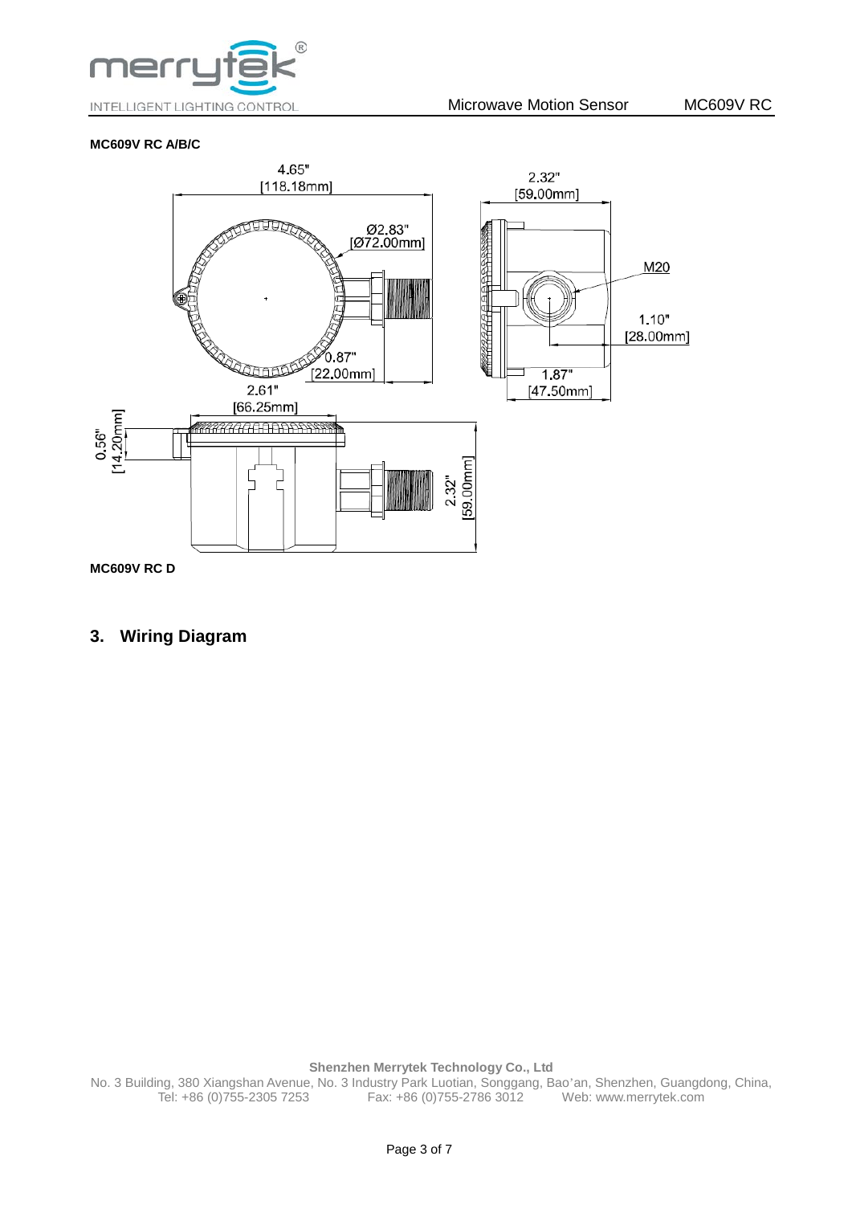**MC609V RC A/B/C**

4.65"
[118.18mm]

2.32"
[59.00mm]

Ø2.83"
[Ø72.00mm]

M20

1.10"
[28.00mm]

0.87"
[22.00mm]

1.87"
[47.50mm]

2.61"
[66.25mm]

0.56"
[14.20mm]

2.32"
[59.00mm]

**MC609V RC D**

## 3. Wiring Diagram

**Shenzhen Merrytek Technology Co., Ltd**
No. 3 Building, 380 Xiangshan Avenue, No. 3 Industry Park Luotian, Songgang, Bao'an, Shenzhen, Guangdong, China,
Tel: +86 (0)755-2305 7253 Fax: +86 (0)755-2786 3012 Web: www.merrytek.com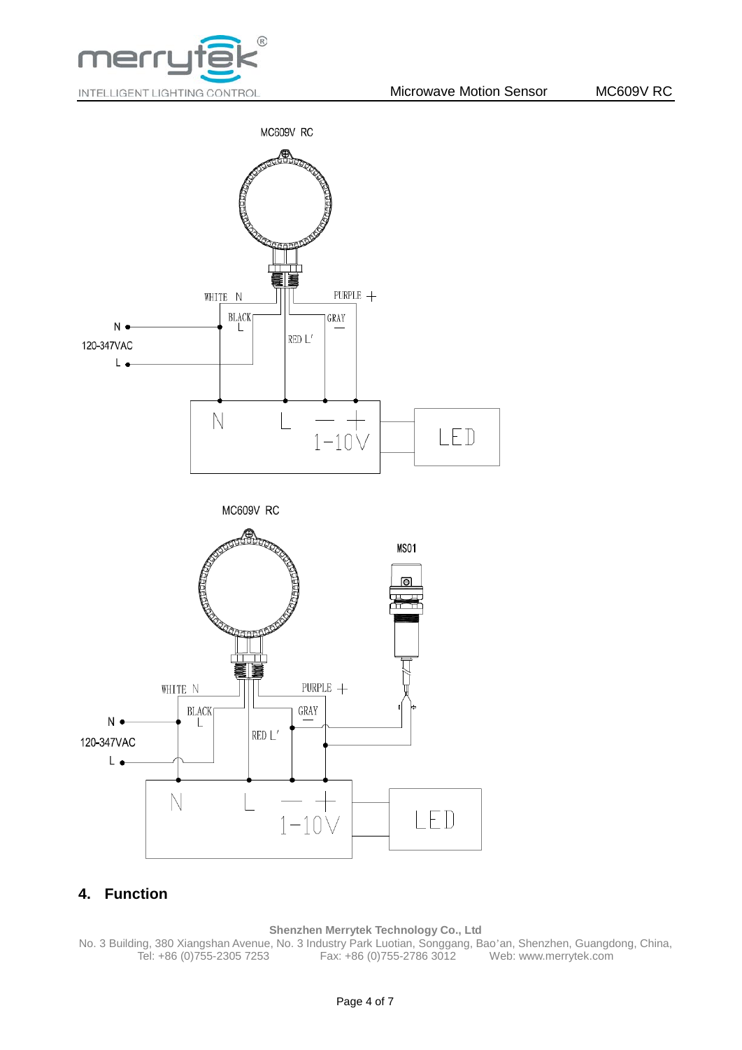MC609V RC

WHITE N　　PURPLE +

BLACK L　　GRAY −

RED L'

N

120-347VAC

L

N　L　− +　1-10V

LED

MC609V RC

MS01

WHITE N　　PURPLE +

BLACK L　　GRAY −

RED L'

N

120-347VAC

L

N　L　− +　1-10V

LED

## 4. Function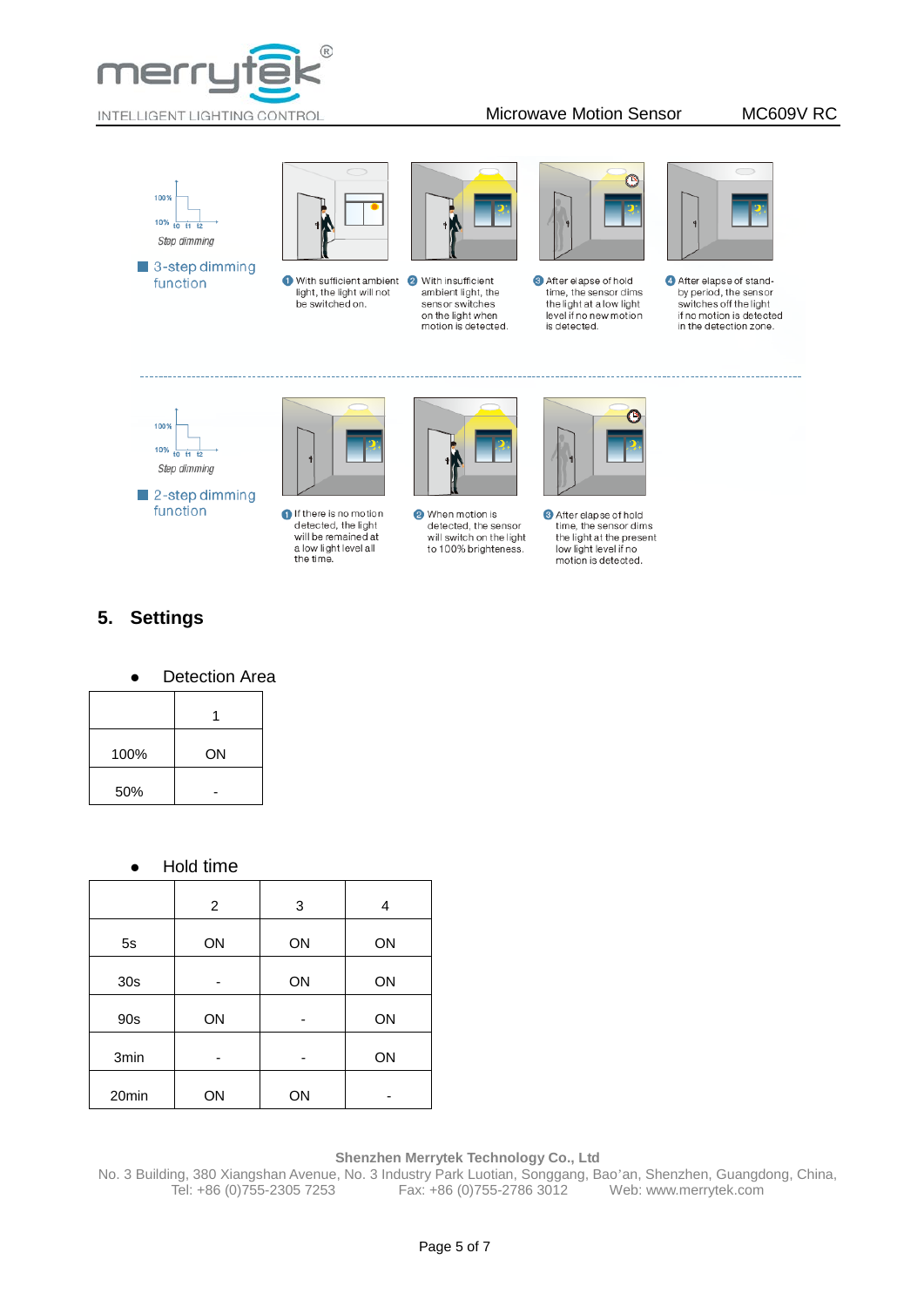100%

10%

t0 t1 t2

*Step dimming*

■ 3-step dimming function

1. With sufficient ambient light, the light will not be switched on.
2. With insufficient ambient light, the sensor switches on the light when motion is detected.
3. After elapse of hold time, the sensor dims the light at a low light level if no new motion is detected.
4. After elapse of stand-by period, the sensor switches off the light if no motion is detected in the detection zone.

---

100%

10%

t0 t1 t2

*Step dimming*

■ 2-step dimming function

1. If there is no motion detected, the light will be remained at a low light level all the time.
2. When motion is detected, the sensor will switch on the light to 100% brighteness.
3. After elapse of hold time, the sensor dims the light at the present low light level if no motion is detected.

## 5. Settings

- Detection Area

| | 1 |
|---|---|
| 100% | ON |
| 50% | - |

- Hold time

| | 2 | 3 | 4 |
|---|---|---|---|
| 5s | ON | ON | ON |
| 30s | - | ON | ON |
| 90s | ON | - | ON |
| 3min | - | - | ON |
| 20min | ON | ON | - |

**Shenzhen Merrytek Technology Co., Ltd**

No. 3 Building, 380 Xiangshan Avenue, No. 3 Industry Park Luotian, Songgang, Bao'an, Shenzhen, Guangdong, China,

Tel: +86 (0)755-2305 7253 Fax: +86 (0)755-2786 3012 Web: www.merrytek.com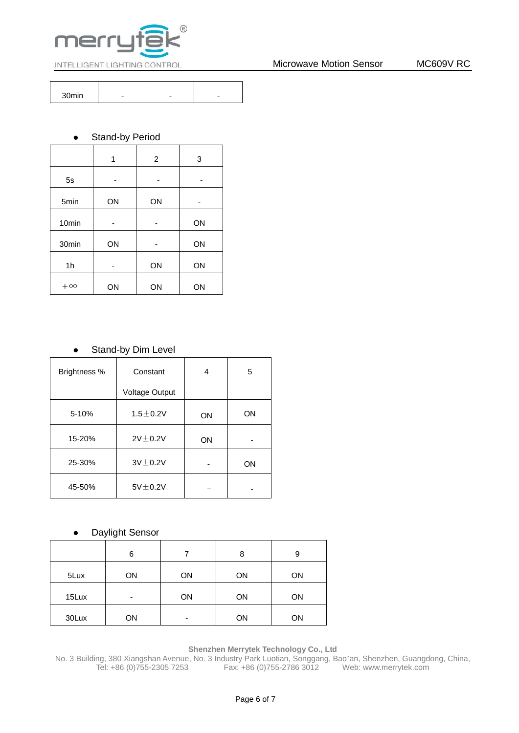| 30min | - | - | - |
|---|---|---|---|

- Stand-by Period

| | 1 | 2 | 3 |
|---|---|---|---|
| 5s | - | - | - |
| 5min | ON | ON | - |
| 10min | - | - | ON |
| 30min | ON | - | ON |
| 1h | - | ON | ON |
| +∞ | ON | ON | ON |

- Stand-by Dim Level

| Brightness % | Constant Voltage Output | 4 | 5 |
|---|---|---|---|
| 5-10% | 1.5±0.2V | ON | ON |
| 15-20% | 2V±0.2V | ON | - |
| 25-30% | 3V±0.2V | - | ON |
| 45-50% | 5V±0.2V | - | - |

- Daylight Sensor

| | 6 | 7 | 8 | 9 |
|---|---|---|---|---|
| 5Lux | ON | ON | ON | ON |
| 15Lux | - | ON | ON | ON |
| 30Lux | ON | - | ON | ON |

**Shenzhen Merrytek Technology Co., Ltd**
No. 3 Building, 380 Xiangshan Avenue, No. 3 Industry Park Luotian, Songgang, Bao'an, Shenzhen, Guangdong, China,
Tel: +86 (0)755-2305 7253 Fax: +86 (0)755-2786 3012 Web: www.merrytek.com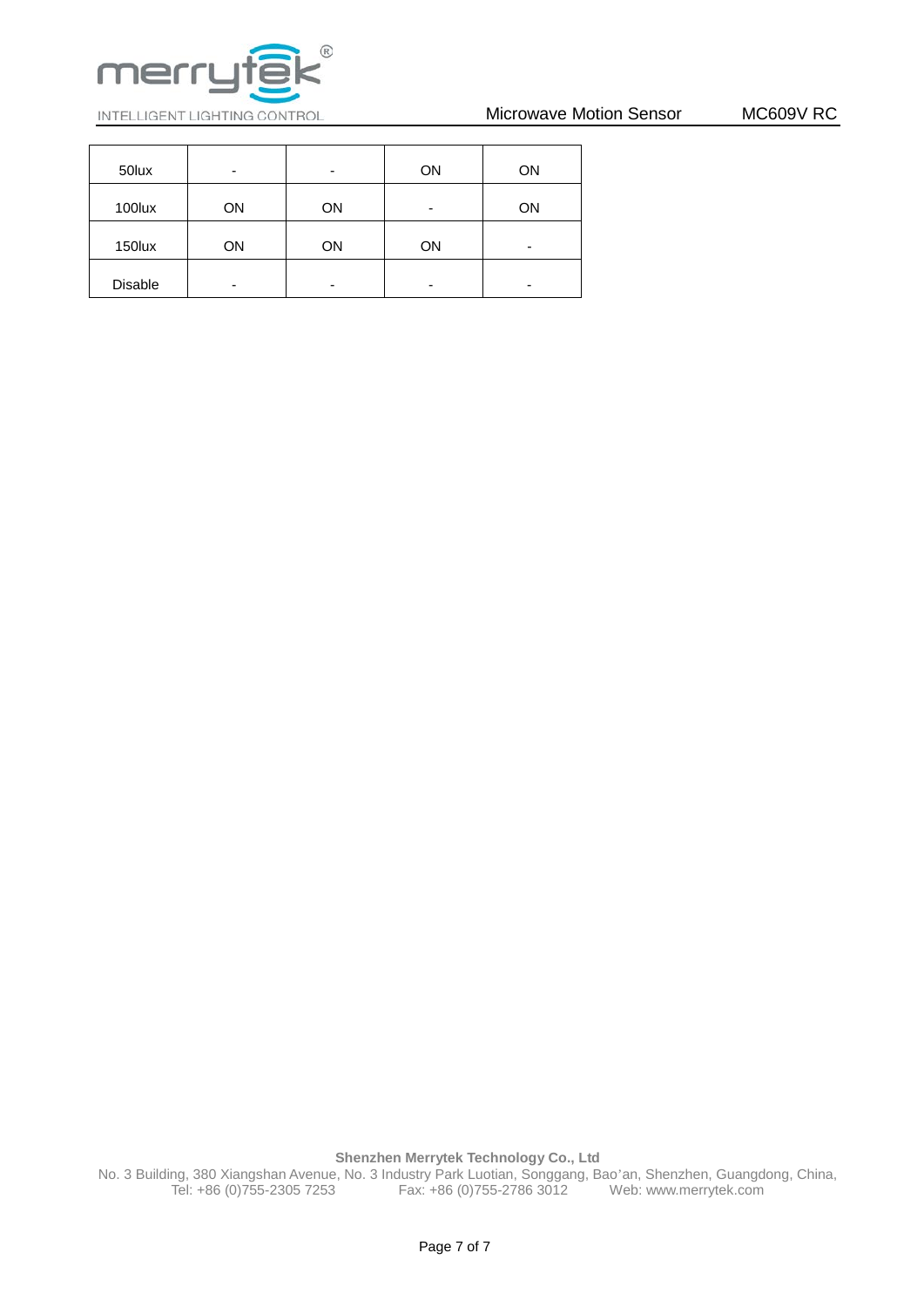| | | | | |
|---|---|---|---|---|
| 50lux | - | - | ON | ON |
| 100lux | ON | ON | - | ON |
| 150lux | ON | ON | ON | - |
| Disable | - | - | - | - |

**Shenzhen Merrytek Technology Co., Ltd**

No. 3 Building, 380 Xiangshan Avenue, No. 3 Industry Park Luotian, Songgang, Bao'an, Shenzhen, Guangdong, China,
Tel: +86 (0)755-2305 7253 Fax: +86 (0)755-2786 3012 Web: www.merrytek.com